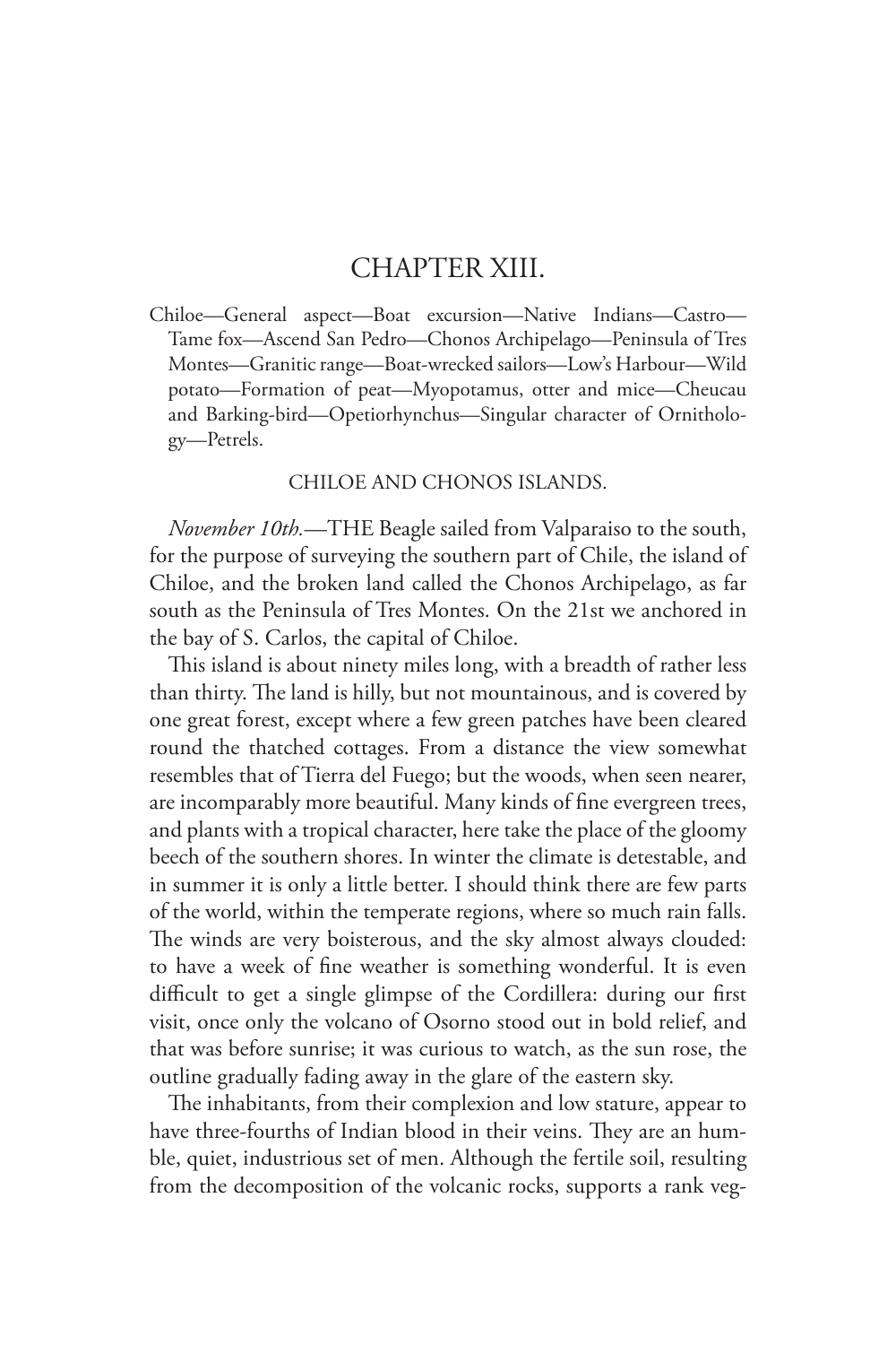# CHAPTER XIII.

Chiloe—General aspect—Boat excursion—Native Indians—Castro—Tame fox—Ascend San Pedro—Chonos Archipelago—Peninsula of Tres Montes—Granitic range—Boat-wrecked sailors—Low's Harbour—Wild potato—Formation of peat—Myopotamus, otter and mice—Cheucau and Barking-bird—Opetiorhynchus—Singular character of Ornithology—Petrels.

## CHILOE AND CHONOS ISLANDS.

*November 10th.*—THE Beagle sailed from Valparaiso to the south, for the purpose of surveying the southern part of Chile, the island of Chiloe, and the broken land called the Chonos Archipelago, as far south as the Peninsula of Tres Montes. On the 21st we anchored in the bay of S. Carlos, the capital of Chiloe.

This island is about ninety miles long, with a breadth of rather less than thirty. The land is hilly, but not mountainous, and is covered by one great forest, except where a few green patches have been cleared round the thatched cottages. From a distance the view somewhat resembles that of Tierra del Fuego; but the woods, when seen nearer, are incomparably more beautiful. Many kinds of fine evergreen trees, and plants with a tropical character, here take the place of the gloomy beech of the southern shores. In winter the climate is detestable, and in summer it is only a little better. I should think there are few parts of the world, within the temperate regions, where so much rain falls. The winds are very boisterous, and the sky almost always clouded: to have a week of fine weather is something wonderful. It is even difficult to get a single glimpse of the Cordillera: during our first visit, once only the volcano of Osorno stood out in bold relief, and that was before sunrise; it was curious to watch, as the sun rose, the outline gradually fading away in the glare of the eastern sky.

The inhabitants, from their complexion and low stature, appear to have three-fourths of Indian blood in their veins. They are an humble, quiet, industrious set of men. Although the fertile soil, resulting from the decomposition of the volcanic rocks, supports a rank veg-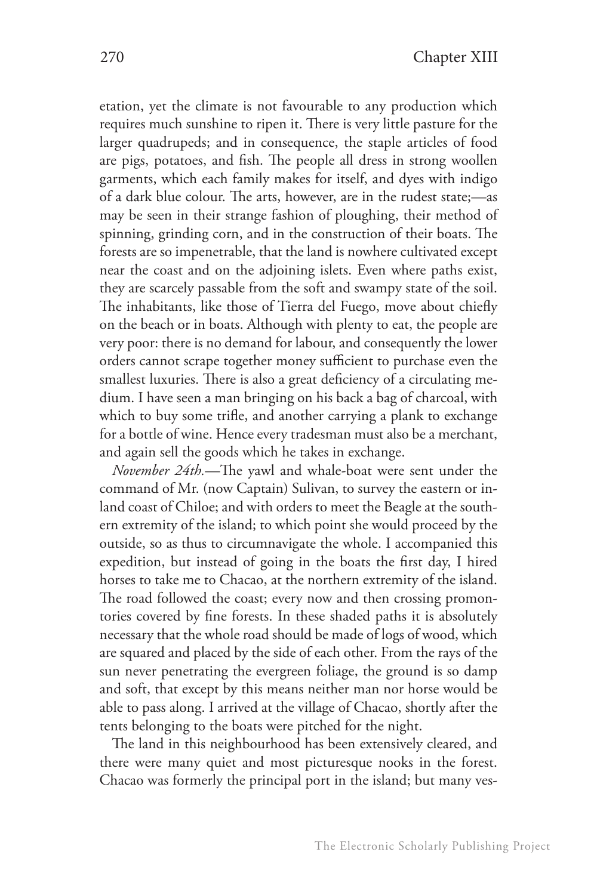etation, yet the climate is not favourable to any production which requires much sunshine to ripen it. There is very little pasture for the larger quadrupeds; and in consequence, the staple articles of food are pigs, potatoes, and fish. The people all dress in strong woollen garments, which each family makes for itself, and dyes with indigo of a dark blue colour. The arts, however, are in the rudest state;—as may be seen in their strange fashion of ploughing, their method of spinning, grinding corn, and in the construction of their boats. The forests are so impenetrable, that the land is nowhere cultivated except near the coast and on the adjoining islets. Even where paths exist, they are scarcely passable from the soft and swampy state of the soil. The inhabitants, like those of Tierra del Fuego, move about chiefly on the beach or in boats. Although with plenty to eat, the people are very poor: there is no demand for labour, and consequently the lower orders cannot scrape together money sufficient to purchase even the smallest luxuries. There is also a great deficiency of a circulating medium. I have seen a man bringing on his back a bag of charcoal, with which to buy some trifle, and another carrying a plank to exchange for a bottle of wine. Hence every tradesman must also be a merchant, and again sell the goods which he takes in exchange.

*November 24th.*—The yawl and whale-boat were sent under the command of Mr. (now Captain) Sulivan, to survey the eastern or inland coast of Chiloe; and with orders to meet the Beagle at the southern extremity of the island; to which point she would proceed by the outside, so as thus to circumnavigate the whole. I accompanied this expedition, but instead of going in the boats the first day, I hired horses to take me to Chacao, at the northern extremity of the island. The road followed the coast; every now and then crossing promontories covered by fine forests. In these shaded paths it is absolutely necessary that the whole road should be made of logs of wood, which are squared and placed by the side of each other. From the rays of the sun never penetrating the evergreen foliage, the ground is so damp and soft, that except by this means neither man nor horse would be able to pass along. I arrived at the village of Chacao, shortly after the tents belonging to the boats were pitched for the night.

The land in this neighbourhood has been extensively cleared, and there were many quiet and most picturesque nooks in the forest. Chacao was formerly the principal port in the island; but many ves-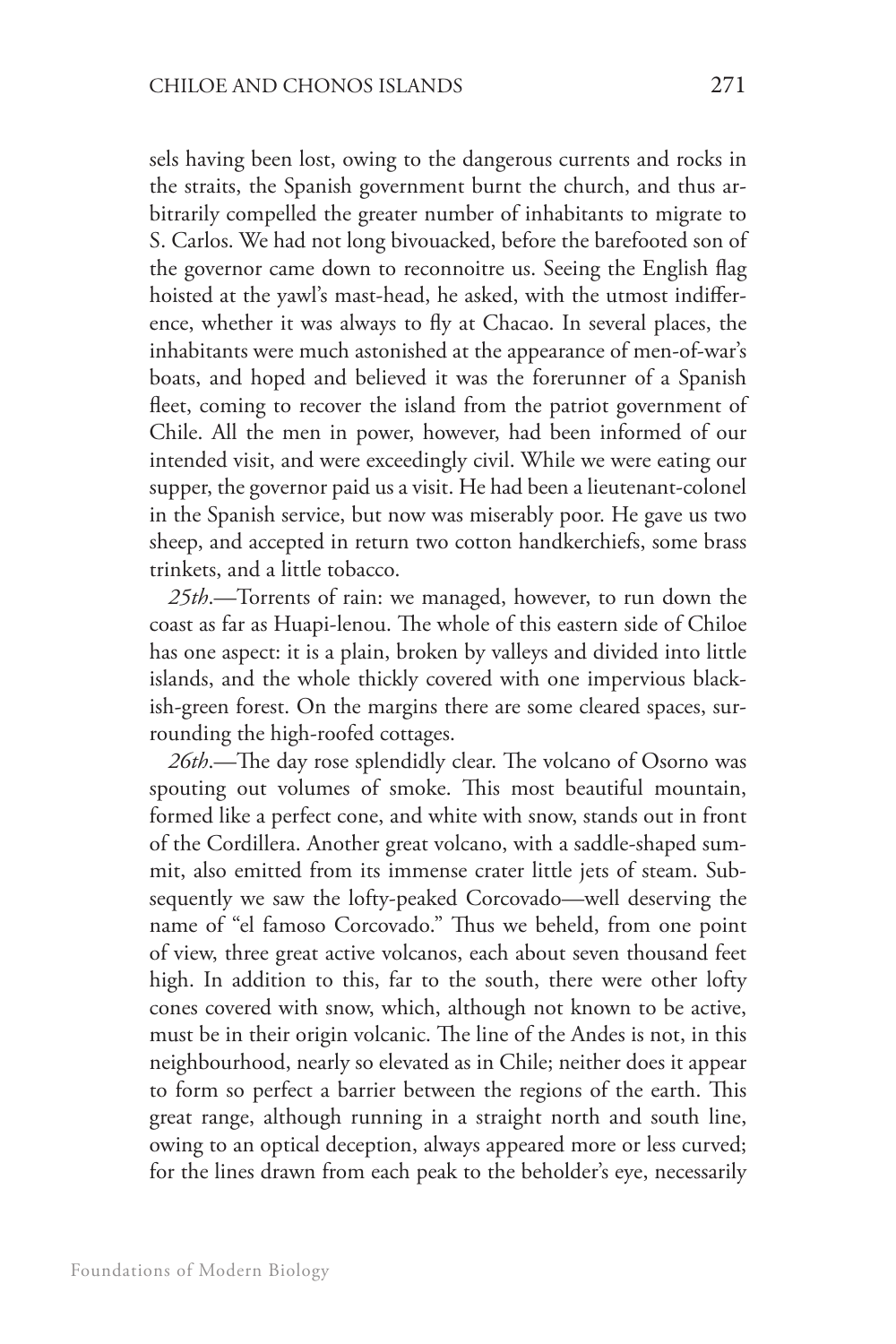sels having been lost, owing to the dangerous currents and rocks in the straits, the Spanish government burnt the church, and thus arbitrarily compelled the greater number of inhabitants to migrate to S. Carlos. We had not long bivouacked, before the barefooted son of the governor came down to reconnoitre us. Seeing the English flag hoisted at the yawl's mast-head, he asked, with the utmost indifference, whether it was always to fly at Chacao. In several places, the inhabitants were much astonished at the appearance of men-of-war's boats, and hoped and believed it was the forerunner of a Spanish fleet, coming to recover the island from the patriot government of Chile. All the men in power, however, had been informed of our intended visit, and were exceedingly civil. While we were eating our supper, the governor paid us a visit. He had been a lieutenant-colonel in the Spanish service, but now was miserably poor. He gave us two sheep, and accepted in return two cotton handkerchiefs, some brass trinkets, and a little tobacco.

*25th*.—Torrents of rain: we managed, however, to run down the coast as far as Huapi-lenou. The whole of this eastern side of Chiloe has one aspect: it is a plain, broken by valleys and divided into little islands, and the whole thickly covered with one impervious blackish-green forest. On the margins there are some cleared spaces, surrounding the high-roofed cottages.

*26th*.—The day rose splendidly clear. The volcano of Osorno was spouting out volumes of smoke. This most beautiful mountain, formed like a perfect cone, and white with snow, stands out in front of the Cordillera. Another great volcano, with a saddle-shaped summit, also emitted from its immense crater little jets of steam. Subsequently we saw the lofty-peaked Corcovado—well deserving the name of "el famoso Corcovado." Thus we beheld, from one point of view, three great active volcanos, each about seven thousand feet high. In addition to this, far to the south, there were other lofty cones covered with snow, which, although not known to be active, must be in their origin volcanic. The line of the Andes is not, in this neighbourhood, nearly so elevated as in Chile; neither does it appear to form so perfect a barrier between the regions of the earth. This great range, although running in a straight north and south line, owing to an optical deception, always appeared more or less curved; for the lines drawn from each peak to the beholder's eye, necessarily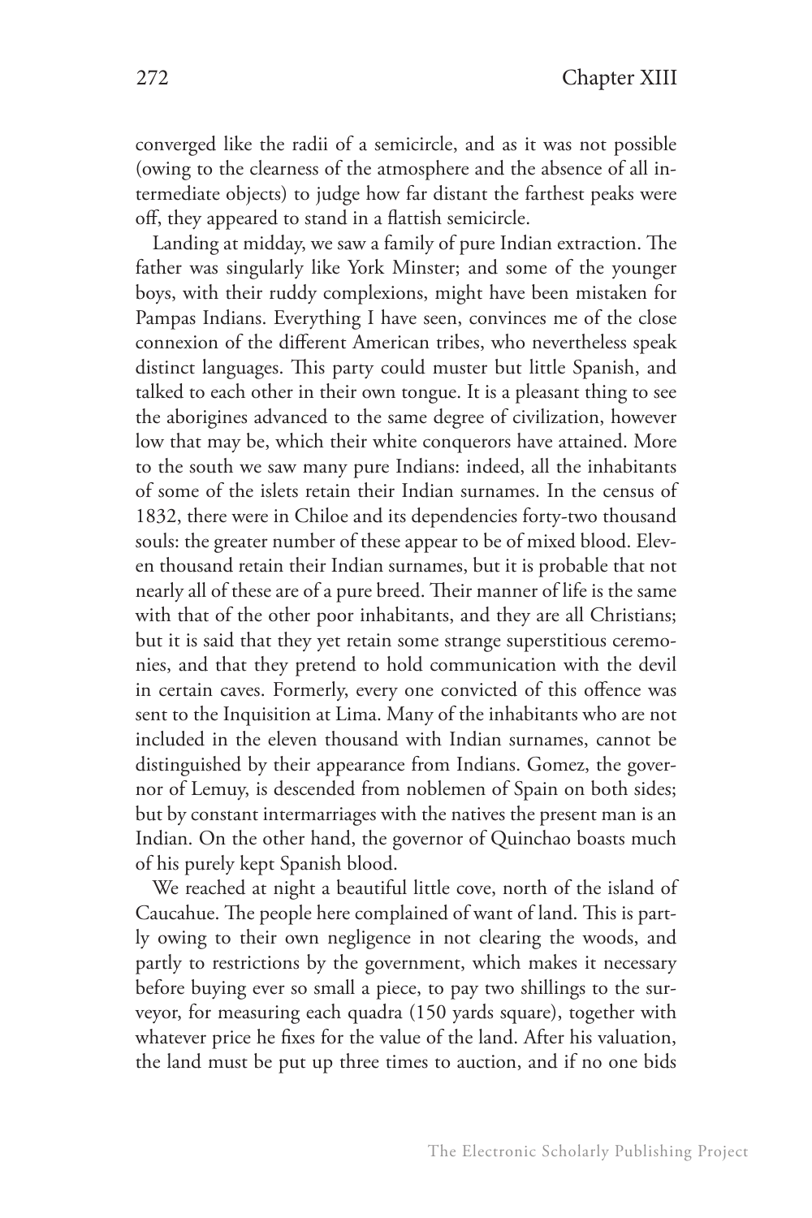converged like the radii of a semicircle, and as it was not possible (owing to the clearness of the atmosphere and the absence of all intermediate objects) to judge how far distant the farthest peaks were off, they appeared to stand in a flattish semicircle.

Landing at midday, we saw a family of pure Indian extraction. The father was singularly like York Minster; and some of the younger boys, with their ruddy complexions, might have been mistaken for Pampas Indians. Everything I have seen, convinces me of the close connexion of the different American tribes, who nevertheless speak distinct languages. This party could muster but little Spanish, and talked to each other in their own tongue. It is a pleasant thing to see the aborigines advanced to the same degree of civilization, however low that may be, which their white conquerors have attained. More to the south we saw many pure Indians: indeed, all the inhabitants of some of the islets retain their Indian surnames. In the census of 1832, there were in Chiloe and its dependencies forty-two thousand souls: the greater number of these appear to be of mixed blood. Eleven thousand retain their Indian surnames, but it is probable that not nearly all of these are of a pure breed. Their manner of life is the same with that of the other poor inhabitants, and they are all Christians; but it is said that they yet retain some strange superstitious ceremonies, and that they pretend to hold communication with the devil in certain caves. Formerly, every one convicted of this offence was sent to the Inquisition at Lima. Many of the inhabitants who are not included in the eleven thousand with Indian surnames, cannot be distinguished by their appearance from Indians. Gomez, the governor of Lemuy, is descended from noblemen of Spain on both sides; but by constant intermarriages with the natives the present man is an Indian. On the other hand, the governor of Quinchao boasts much of his purely kept Spanish blood.

We reached at night a beautiful little cove, north of the island of Caucahue. The people here complained of want of land. This is partly owing to their own negligence in not clearing the woods, and partly to restrictions by the government, which makes it necessary before buying ever so small a piece, to pay two shillings to the surveyor, for measuring each quadra (150 yards square), together with whatever price he fixes for the value of the land. After his valuation, the land must be put up three times to auction, and if no one bids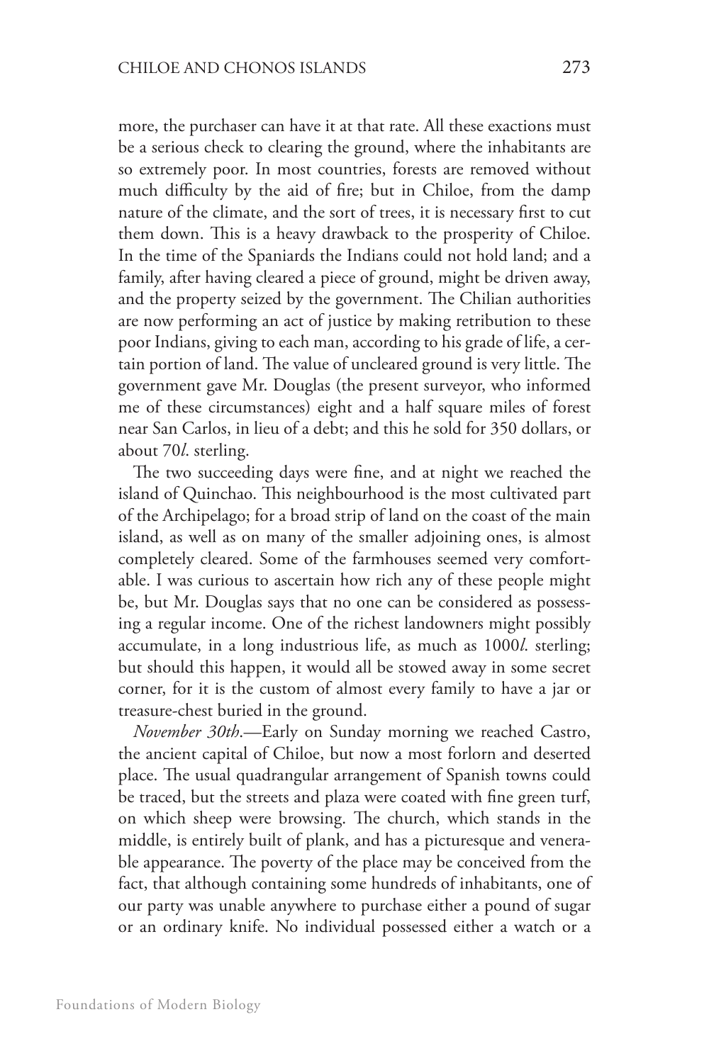more, the purchaser can have it at that rate. All these exactions must be a serious check to clearing the ground, where the inhabitants are so extremely poor. In most countries, forests are removed without much difficulty by the aid of fire; but in Chiloe, from the damp nature of the climate, and the sort of trees, it is necessary first to cut them down. This is a heavy drawback to the prosperity of Chiloe. In the time of the Spaniards the Indians could not hold land; and a family, after having cleared a piece of ground, might be driven away, and the property seized by the government. The Chilian authorities are now performing an act of justice by making retribution to these poor Indians, giving to each man, according to his grade of life, a certain portion of land. The value of uncleared ground is very little. The government gave Mr. Douglas (the present surveyor, who informed me of these circumstances) eight and a half square miles of forest near San Carlos, in lieu of a debt; and this he sold for 350 dollars, or about 70*l.* sterling.

The two succeeding days were fine, and at night we reached the island of Quinchao. This neighbourhood is the most cultivated part of the Archipelago; for a broad strip of land on the coast of the main island, as well as on many of the smaller adjoining ones, is almost completely cleared. Some of the farmhouses seemed very comfortable. I was curious to ascertain how rich any of these people might be, but Mr. Douglas says that no one can be considered as possessing a regular income. One of the richest landowners might possibly accumulate, in a long industrious life, as much as 1000*l.* sterling; but should this happen, it would all be stowed away in some secret corner, for it is the custom of almost every family to have a jar or treasure-chest buried in the ground.

*November 30th.*—Early on Sunday morning we reached Castro, the ancient capital of Chiloe, but now a most forlorn and deserted place. The usual quadrangular arrangement of Spanish towns could be traced, but the streets and plaza were coated with fine green turf, on which sheep were browsing. The church, which stands in the middle, is entirely built of plank, and has a picturesque and venerable appearance. The poverty of the place may be conceived from the fact, that although containing some hundreds of inhabitants, one of our party was unable anywhere to purchase either a pound of sugar or an ordinary knife. No individual possessed either a watch or a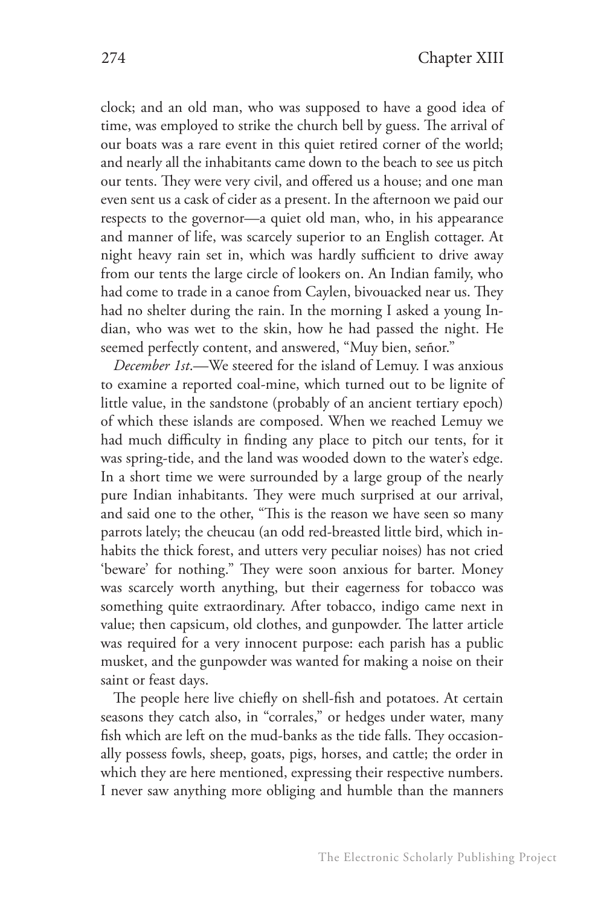clock; and an old man, who was supposed to have a good idea of time, was employed to strike the church bell by guess. The arrival of our boats was a rare event in this quiet retired corner of the world; and nearly all the inhabitants came down to the beach to see us pitch our tents. They were very civil, and offered us a house; and one man even sent us a cask of cider as a present. In the afternoon we paid our respects to the governor—a quiet old man, who, in his appearance and manner of life, was scarcely superior to an English cottager. At night heavy rain set in, which was hardly sufficient to drive away from our tents the large circle of lookers on. An Indian family, who had come to trade in a canoe from Caylen, bivouacked near us. They had no shelter during the rain. In the morning I asked a young Indian, who was wet to the skin, how he had passed the night. He seemed perfectly content, and answered, "Muy bien, señor."

*December 1st*.—We steered for the island of Lemuy. I was anxious to examine a reported coal-mine, which turned out to be lignite of little value, in the sandstone (probably of an ancient tertiary epoch) of which these islands are composed. When we reached Lemuy we had much difficulty in finding any place to pitch our tents, for it was spring-tide, and the land was wooded down to the water's edge. In a short time we were surrounded by a large group of the nearly pure Indian inhabitants. They were much surprised at our arrival, and said one to the other, "This is the reason we have seen so many parrots lately; the cheucau (an odd red-breasted little bird, which inhabits the thick forest, and utters very peculiar noises) has not cried 'beware' for nothing." They were soon anxious for barter. Money was scarcely worth anything, but their eagerness for tobacco was something quite extraordinary. After tobacco, indigo came next in value; then capsicum, old clothes, and gunpowder. The latter article was required for a very innocent purpose: each parish has a public musket, and the gunpowder was wanted for making a noise on their saint or feast days.

The people here live chiefly on shell-fish and potatoes. At certain seasons they catch also, in "corrales," or hedges under water, many fish which are left on the mud-banks as the tide falls. They occasionally possess fowls, sheep, goats, pigs, horses, and cattle; the order in which they are here mentioned, expressing their respective numbers. I never saw anything more obliging and humble than the manners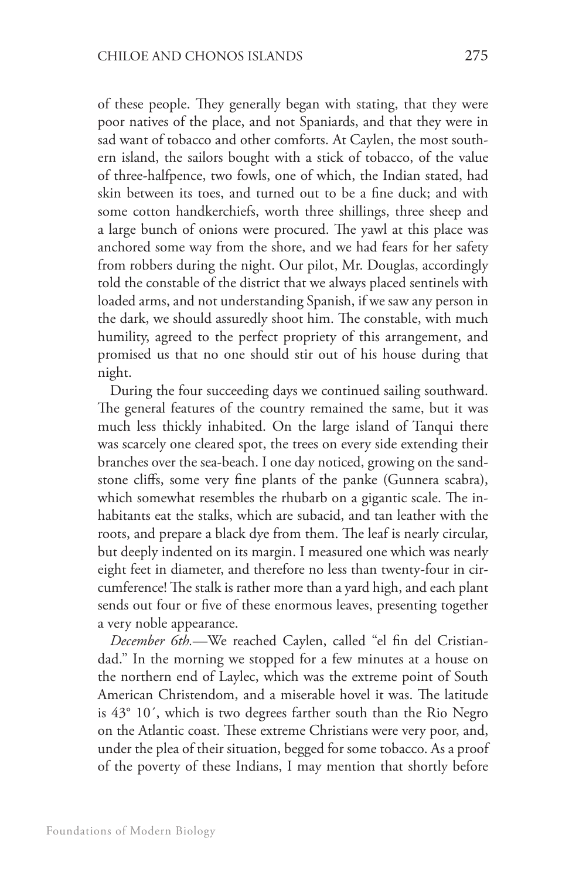of these people. They generally began with stating, that they were poor natives of the place, and not Spaniards, and that they were in sad want of tobacco and other comforts. At Caylen, the most southern island, the sailors bought with a stick of tobacco, of the value of three-halfpence, two fowls, one of which, the Indian stated, had skin between its toes, and turned out to be a fine duck; and with some cotton handkerchiefs, worth three shillings, three sheep and a large bunch of onions were procured. The yawl at this place was anchored some way from the shore, and we had fears for her safety from robbers during the night. Our pilot, Mr. Douglas, accordingly told the constable of the district that we always placed sentinels with loaded arms, and not understanding Spanish, if we saw any person in the dark, we should assuredly shoot him. The constable, with much humility, agreed to the perfect propriety of this arrangement, and promised us that no one should stir out of his house during that night.

During the four succeeding days we continued sailing southward. The general features of the country remained the same, but it was much less thickly inhabited. On the large island of Tanqui there was scarcely one cleared spot, the trees on every side extending their branches over the sea-beach. I one day noticed, growing on the sandstone cliffs, some very fine plants of the panke (Gunnera scabra), which somewhat resembles the rhubarb on a gigantic scale. The inhabitants eat the stalks, which are subacid, and tan leather with the roots, and prepare a black dye from them. The leaf is nearly circular, but deeply indented on its margin. I measured one which was nearly eight feet in diameter, and therefore no less than twenty-four in circumference! The stalk is rather more than a yard high, and each plant sends out four or five of these enormous leaves, presenting together a very noble appearance.

*December 6th.*—We reached Caylen, called "el fin del Cristiandad." In the morning we stopped for a few minutes at a house on the northern end of Laylec, which was the extreme point of South American Christendom, and a miserable hovel it was. The latitude is 43° 10′, which is two degrees farther south than the Rio Negro on the Atlantic coast. These extreme Christians were very poor, and, under the plea of their situation, begged for some tobacco. As a proof of the poverty of these Indians, I may mention that shortly before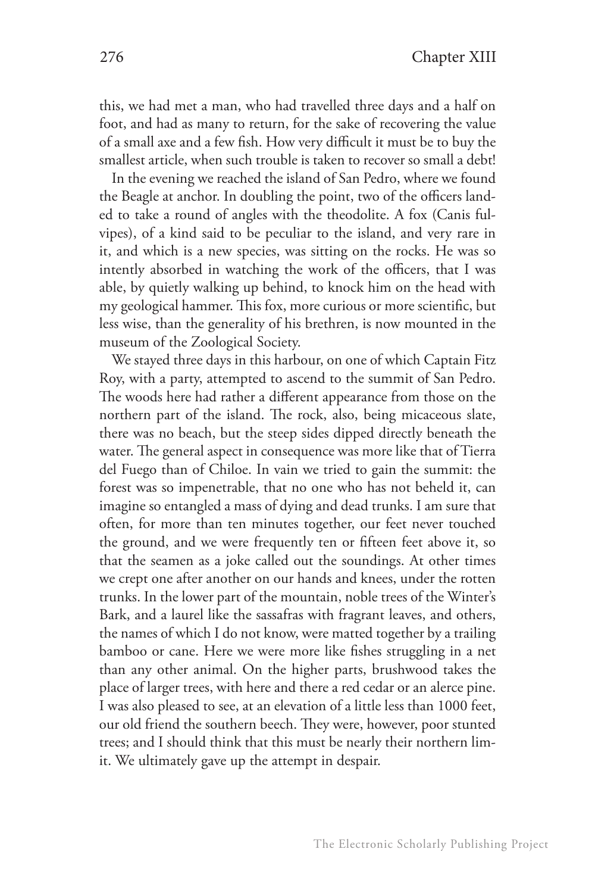this, we had met a man, who had travelled three days and a half on foot, and had as many to return, for the sake of recovering the value of a small axe and a few fish. How very difficult it must be to buy the smallest article, when such trouble is taken to recover so small a debt!

In the evening we reached the island of San Pedro, where we found the Beagle at anchor. In doubling the point, two of the officers landed to take a round of angles with the theodolite. A fox (Canis fulvipes), of a kind said to be peculiar to the island, and very rare in it, and which is a new species, was sitting on the rocks. He was so intently absorbed in watching the work of the officers, that I was able, by quietly walking up behind, to knock him on the head with my geological hammer. This fox, more curious or more scientific, but less wise, than the generality of his brethren, is now mounted in the museum of the Zoological Society.

We stayed three days in this harbour, on one of which Captain Fitz Roy, with a party, attempted to ascend to the summit of San Pedro. The woods here had rather a different appearance from those on the northern part of the island. The rock, also, being micaceous slate, there was no beach, but the steep sides dipped directly beneath the water. The general aspect in consequence was more like that of Tierra del Fuego than of Chiloe. In vain we tried to gain the summit: the forest was so impenetrable, that no one who has not beheld it, can imagine so entangled a mass of dying and dead trunks. I am sure that often, for more than ten minutes together, our feet never touched the ground, and we were frequently ten or fifteen feet above it, so that the seamen as a joke called out the soundings. At other times we crept one after another on our hands and knees, under the rotten trunks. In the lower part of the mountain, noble trees of the Winter's Bark, and a laurel like the sassafras with fragrant leaves, and others, the names of which I do not know, were matted together by a trailing bamboo or cane. Here we were more like fishes struggling in a net than any other animal. On the higher parts, brushwood takes the place of larger trees, with here and there a red cedar or an alerce pine. I was also pleased to see, at an elevation of a little less than 1000 feet, our old friend the southern beech. They were, however, poor stunted trees; and I should think that this must be nearly their northern limit. We ultimately gave up the attempt in despair.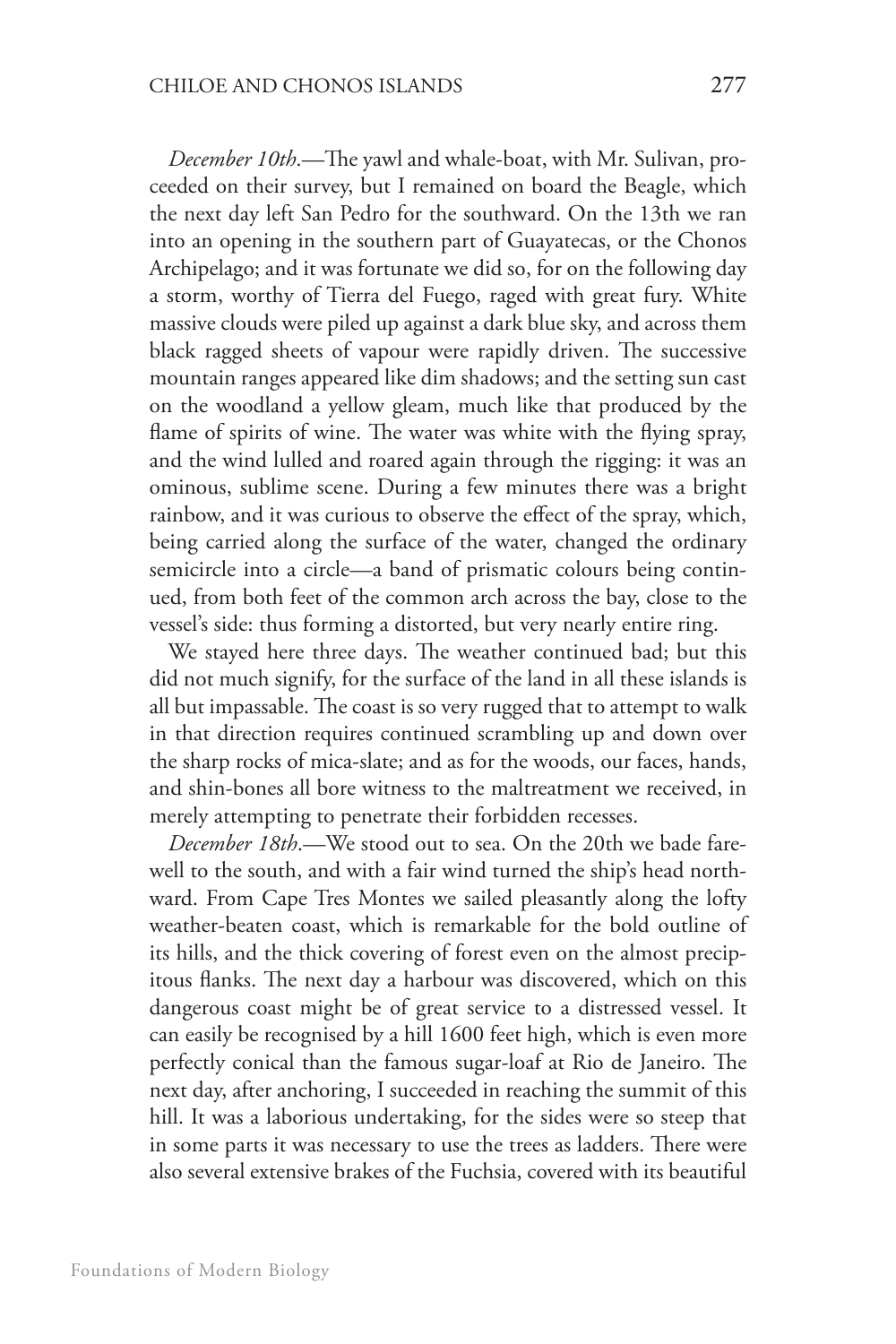*December 10th*.—The yawl and whale-boat, with Mr. Sulivan, proceeded on their survey, but I remained on board the Beagle, which the next day left San Pedro for the southward. On the 13th we ran into an opening in the southern part of Guayatecas, or the Chonos Archipelago; and it was fortunate we did so, for on the following day a storm, worthy of Tierra del Fuego, raged with great fury. White massive clouds were piled up against a dark blue sky, and across them black ragged sheets of vapour were rapidly driven. The successive mountain ranges appeared like dim shadows; and the setting sun cast on the woodland a yellow gleam, much like that produced by the flame of spirits of wine. The water was white with the flying spray, and the wind lulled and roared again through the rigging: it was an ominous, sublime scene. During a few minutes there was a bright rainbow, and it was curious to observe the effect of the spray, which, being carried along the surface of the water, changed the ordinary semicircle into a circle—a band of prismatic colours being continued, from both feet of the common arch across the bay, close to the vessel's side: thus forming a distorted, but very nearly entire ring.

We stayed here three days. The weather continued bad; but this did not much signify, for the surface of the land in all these islands is all but impassable. The coast is so very rugged that to attempt to walk in that direction requires continued scrambling up and down over the sharp rocks of mica-slate; and as for the woods, our faces, hands, and shin-bones all bore witness to the maltreatment we received, in merely attempting to penetrate their forbidden recesses.

*December 18th*.—We stood out to sea. On the 20th we bade farewell to the south, and with a fair wind turned the ship's head northward. From Cape Tres Montes we sailed pleasantly along the lofty weather-beaten coast, which is remarkable for the bold outline of its hills, and the thick covering of forest even on the almost precipitous flanks. The next day a harbour was discovered, which on this dangerous coast might be of great service to a distressed vessel. It can easily be recognised by a hill 1600 feet high, which is even more perfectly conical than the famous sugar-loaf at Rio de Janeiro. The next day, after anchoring, I succeeded in reaching the summit of this hill. It was a laborious undertaking, for the sides were so steep that in some parts it was necessary to use the trees as ladders. There were also several extensive brakes of the Fuchsia, covered with its beautiful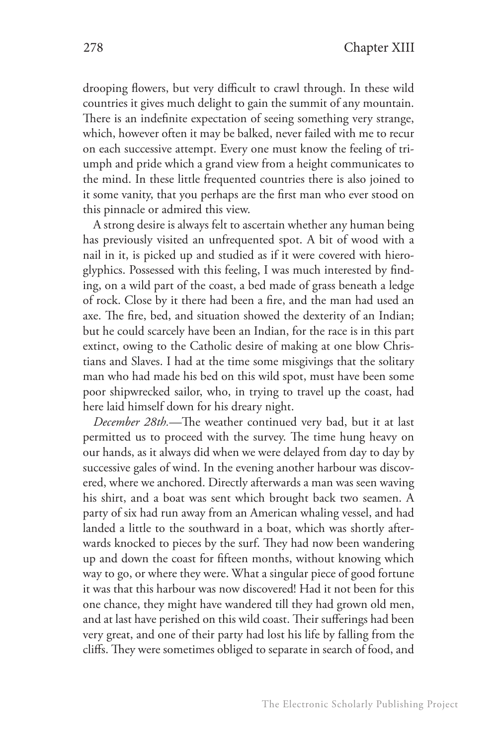drooping flowers, but very difficult to crawl through. In these wild countries it gives much delight to gain the summit of any mountain. There is an indefinite expectation of seeing something very strange, which, however often it may be balked, never failed with me to recur on each successive attempt. Every one must know the feeling of triumph and pride which a grand view from a height communicates to the mind. In these little frequented countries there is also joined to it some vanity, that you perhaps are the first man who ever stood on this pinnacle or admired this view.

A strong desire is always felt to ascertain whether any human being has previously visited an unfrequented spot. A bit of wood with a nail in it, is picked up and studied as if it were covered with hieroglyphics. Possessed with this feeling, I was much interested by finding, on a wild part of the coast, a bed made of grass beneath a ledge of rock. Close by it there had been a fire, and the man had used an axe. The fire, bed, and situation showed the dexterity of an Indian; but he could scarcely have been an Indian, for the race is in this part extinct, owing to the Catholic desire of making at one blow Christians and Slaves. I had at the time some misgivings that the solitary man who had made his bed on this wild spot, must have been some poor shipwrecked sailor, who, in trying to travel up the coast, had here laid himself down for his dreary night.

*December 28th.*—The weather continued very bad, but it at last permitted us to proceed with the survey. The time hung heavy on our hands, as it always did when we were delayed from day to day by successive gales of wind. In the evening another harbour was discovered, where we anchored. Directly afterwards a man was seen waving his shirt, and a boat was sent which brought back two seamen. A party of six had run away from an American whaling vessel, and had landed a little to the southward in a boat, which was shortly afterwards knocked to pieces by the surf. They had now been wandering up and down the coast for fifteen months, without knowing which way to go, or where they were. What a singular piece of good fortune it was that this harbour was now discovered! Had it not been for this one chance, they might have wandered till they had grown old men, and at last have perished on this wild coast. Their sufferings had been very great, and one of their party had lost his life by falling from the cliffs. They were sometimes obliged to separate in search of food, and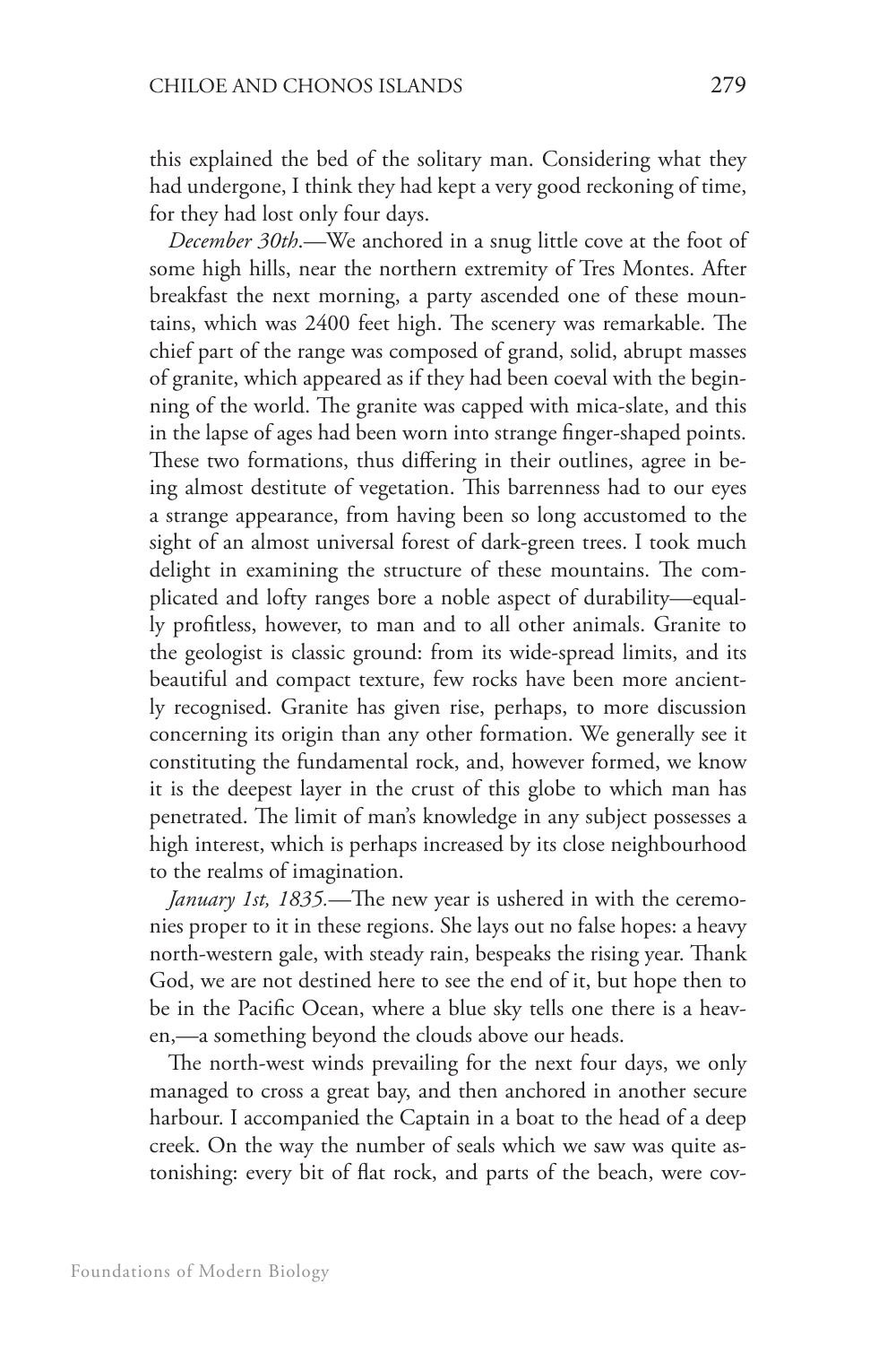this explained the bed of the solitary man. Considering what they had undergone, I think they had kept a very good reckoning of time, for they had lost only four days.

*December 30th*.—We anchored in a snug little cove at the foot of some high hills, near the northern extremity of Tres Montes. After breakfast the next morning, a party ascended one of these mountains, which was 2400 feet high. The scenery was remarkable. The chief part of the range was composed of grand, solid, abrupt masses of granite, which appeared as if they had been coeval with the beginning of the world. The granite was capped with mica-slate, and this in the lapse of ages had been worn into strange finger-shaped points. These two formations, thus differing in their outlines, agree in being almost destitute of vegetation. This barrenness had to our eyes a strange appearance, from having been so long accustomed to the sight of an almost universal forest of dark-green trees. I took much delight in examining the structure of these mountains. The complicated and lofty ranges bore a noble aspect of durability—equally profitless, however, to man and to all other animals. Granite to the geologist is classic ground: from its wide-spread limits, and its beautiful and compact texture, few rocks have been more anciently recognised. Granite has given rise, perhaps, to more discussion concerning its origin than any other formation. We generally see it constituting the fundamental rock, and, however formed, we know it is the deepest layer in the crust of this globe to which man has penetrated. The limit of man's knowledge in any subject possesses a high interest, which is perhaps increased by its close neighbourhood to the realms of imagination.

*January 1st, 1835.*—The new year is ushered in with the ceremonies proper to it in these regions. She lays out no false hopes: a heavy north-western gale, with steady rain, bespeaks the rising year. Thank God, we are not destined here to see the end of it, but hope then to be in the Pacific Ocean, where a blue sky tells one there is a heaven,—a something beyond the clouds above our heads.

The north-west winds prevailing for the next four days, we only managed to cross a great bay, and then anchored in another secure harbour. I accompanied the Captain in a boat to the head of a deep creek. On the way the number of seals which we saw was quite astonishing: every bit of flat rock, and parts of the beach, were cov-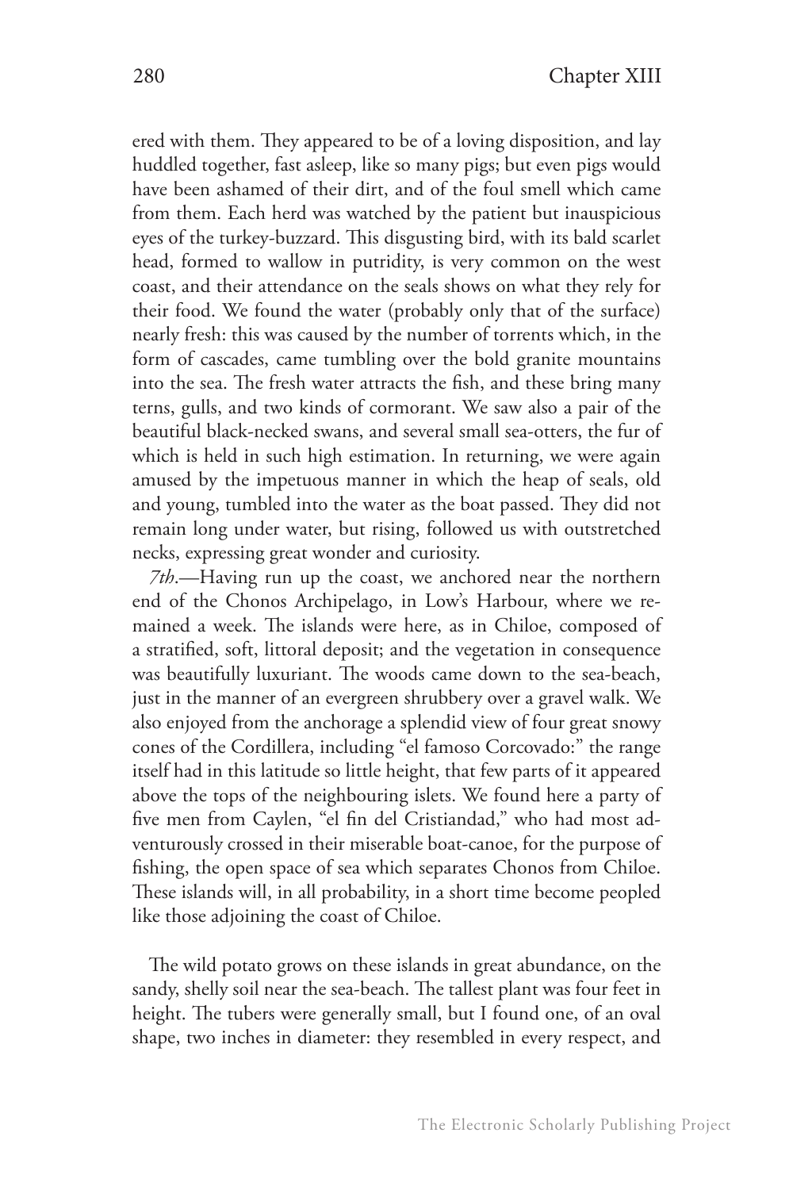ered with them. They appeared to be of a loving disposition, and lay huddled together, fast asleep, like so many pigs; but even pigs would have been ashamed of their dirt, and of the foul smell which came from them. Each herd was watched by the patient but inauspicious eyes of the turkey-buzzard. This disgusting bird, with its bald scarlet head, formed to wallow in putridity, is very common on the west coast, and their attendance on the seals shows on what they rely for their food. We found the water (probably only that of the surface) nearly fresh: this was caused by the number of torrents which, in the form of cascades, came tumbling over the bold granite mountains into the sea. The fresh water attracts the fish, and these bring many terns, gulls, and two kinds of cormorant. We saw also a pair of the beautiful black-necked swans, and several small sea-otters, the fur of which is held in such high estimation. In returning, we were again amused by the impetuous manner in which the heap of seals, old and young, tumbled into the water as the boat passed. They did not remain long under water, but rising, followed us with outstretched necks, expressing great wonder and curiosity.

*7th*.—Having run up the coast, we anchored near the northern end of the Chonos Archipelago, in Low's Harbour, where we remained a week. The islands were here, as in Chiloe, composed of a stratified, soft, littoral deposit; and the vegetation in consequence was beautifully luxuriant. The woods came down to the sea-beach, just in the manner of an evergreen shrubbery over a gravel walk. We also enjoyed from the anchorage a splendid view of four great snowy cones of the Cordillera, including "el famoso Corcovado:" the range itself had in this latitude so little height, that few parts of it appeared above the tops of the neighbouring islets. We found here a party of five men from Caylen, "el fin del Cristiandad," who had most adventurously crossed in their miserable boat-canoe, for the purpose of fishing, the open space of sea which separates Chonos from Chiloe. These islands will, in all probability, in a short time become peopled like those adjoining the coast of Chiloe.

The wild potato grows on these islands in great abundance, on the sandy, shelly soil near the sea-beach. The tallest plant was four feet in height. The tubers were generally small, but I found one, of an oval shape, two inches in diameter: they resembled in every respect, and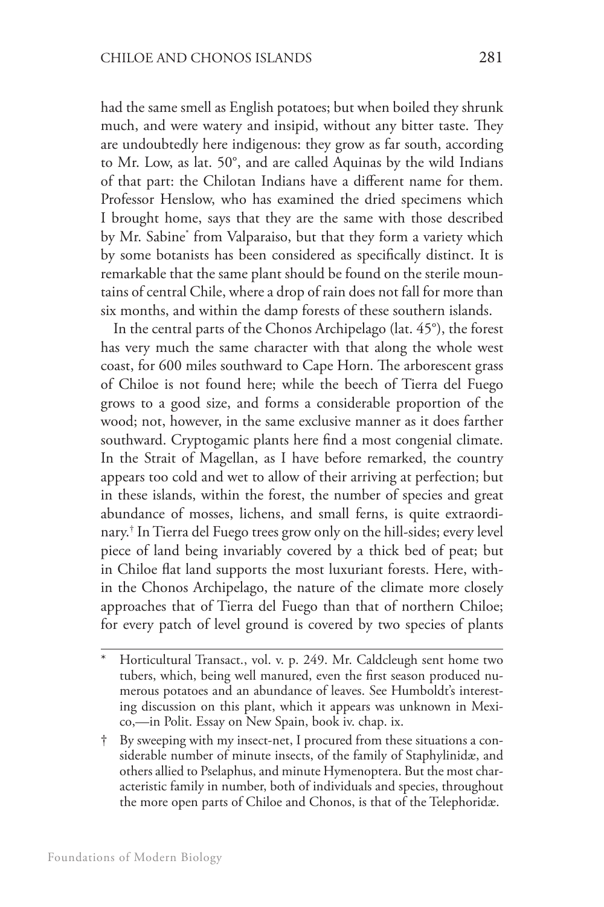had the same smell as English potatoes; but when boiled they shrunk much, and were watery and insipid, without any bitter taste. They are undoubtedly here indigenous: they grow as far south, according to Mr. Low, as lat. 50°, and are called Aquinas by the wild Indians of that part: the Chilotan Indians have a different name for them. Professor Henslow, who has examined the dried specimens which I brought home, says that they are the same with those described by Mr. Sabine* from Valparaiso, but that they form a variety which by some botanists has been considered as specifically distinct. It is remarkable that the same plant should be found on the sterile mountains of central Chile, where a drop of rain does not fall for more than six months, and within the damp forests of these southern islands.

In the central parts of the Chonos Archipelago (lat. 45°), the forest has very much the same character with that along the whole west coast, for 600 miles southward to Cape Horn. The arborescent grass of Chiloe is not found here; while the beech of Tierra del Fuego grows to a good size, and forms a considerable proportion of the wood; not, however, in the same exclusive manner as it does farther southward. Cryptogamic plants here find a most congenial climate. In the Strait of Magellan, as I have before remarked, the country appears too cold and wet to allow of their arriving at perfection; but in these islands, within the forest, the number of species and great abundance of mosses, lichens, and small ferns, is quite extraordinary.† In Tierra del Fuego trees grow only on the hill-sides; every level piece of land being invariably covered by a thick bed of peat; but in Chiloe flat land supports the most luxuriant forests. Here, within the Chonos Archipelago, the nature of the climate more closely approaches that of Tierra del Fuego than that of northern Chiloe; for every patch of level ground is covered by two species of plants

---

\* Horticultural Transact., vol. v. p. 249. Mr. Caldcleugh sent home two tubers, which, being well manured, even the first season produced numerous potatoes and an abundance of leaves. See Humboldt's interesting discussion on this plant, which it appears was unknown in Mexico,—in Polit. Essay on New Spain, book iv. chap. ix.

† By sweeping with my insect-net, I procured from these situations a considerable number of minute insects, of the family of Staphylinidæ, and others allied to Pselaphus, and minute Hymenoptera. But the most characteristic family in number, both of individuals and species, throughout the more open parts of Chiloe and Chonos, is that of the Telephoridæ.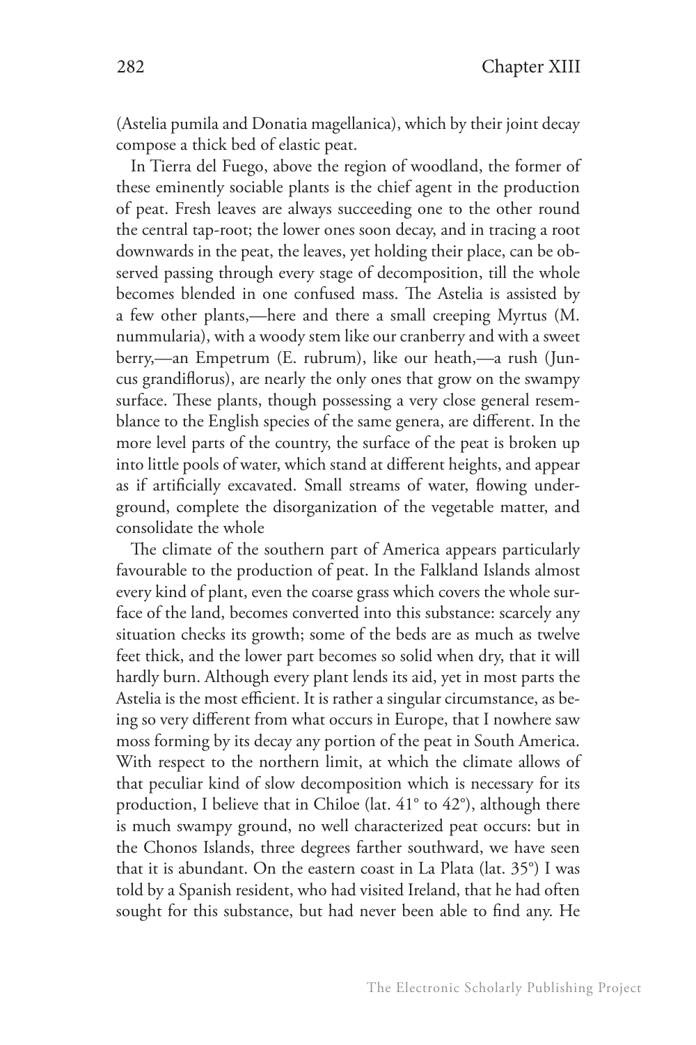(Astelia pumila and Donatia magellanica), which by their joint decay compose a thick bed of elastic peat.

In Tierra del Fuego, above the region of woodland, the former of these eminently sociable plants is the chief agent in the production of peat. Fresh leaves are always succeeding one to the other round the central tap-root; the lower ones soon decay, and in tracing a root downwards in the peat, the leaves, yet holding their place, can be observed passing through every stage of decomposition, till the whole becomes blended in one confused mass. The Astelia is assisted by a few other plants,—here and there a small creeping Myrtus (M. nummularia), with a woody stem like our cranberry and with a sweet berry,—an Empetrum (E. rubrum), like our heath,—a rush (Juncus grandiflorus), are nearly the only ones that grow on the swampy surface. These plants, though possessing a very close general resemblance to the English species of the same genera, are different. In the more level parts of the country, the surface of the peat is broken up into little pools of water, which stand at different heights, and appear as if artificially excavated. Small streams of water, flowing underground, complete the disorganization of the vegetable matter, and consolidate the whole

The climate of the southern part of America appears particularly favourable to the production of peat. In the Falkland Islands almost every kind of plant, even the coarse grass which covers the whole surface of the land, becomes converted into this substance: scarcely any situation checks its growth; some of the beds are as much as twelve feet thick, and the lower part becomes so solid when dry, that it will hardly burn. Although every plant lends its aid, yet in most parts the Astelia is the most efficient. It is rather a singular circumstance, as being so very different from what occurs in Europe, that I nowhere saw moss forming by its decay any portion of the peat in South America. With respect to the northern limit, at which the climate allows of that peculiar kind of slow decomposition which is necessary for its production, I believe that in Chiloe (lat. 41° to 42°), although there is much swampy ground, no well characterized peat occurs: but in the Chonos Islands, three degrees farther southward, we have seen that it is abundant. On the eastern coast in La Plata (lat. 35°) I was told by a Spanish resident, who had visited Ireland, that he had often sought for this substance, but had never been able to find any. He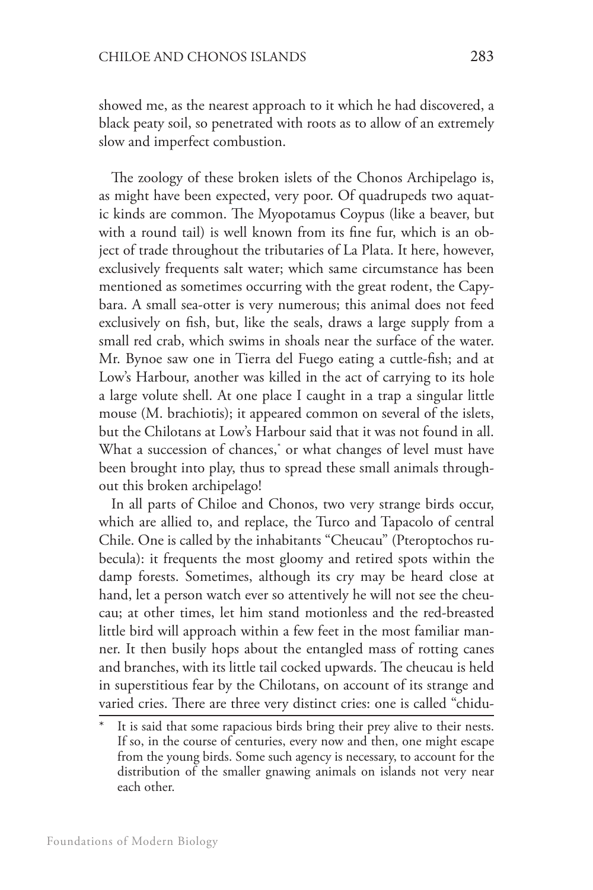showed me, as the nearest approach to it which he had discovered, a black peaty soil, so penetrated with roots as to allow of an extremely slow and imperfect combustion.

The zoology of these broken islets of the Chonos Archipelago is, as might have been expected, very poor. Of quadrupeds two aquatic kinds are common. The Myopotamus Coypus (like a beaver, but with a round tail) is well known from its fine fur, which is an object of trade throughout the tributaries of La Plata. It here, however, exclusively frequents salt water; which same circumstance has been mentioned as sometimes occurring with the great rodent, the Capybara. A small sea-otter is very numerous; this animal does not feed exclusively on fish, but, like the seals, draws a large supply from a small red crab, which swims in shoals near the surface of the water. Mr. Bynoe saw one in Tierra del Fuego eating a cuttle-fish; and at Low's Harbour, another was killed in the act of carrying to its hole a large volute shell. At one place I caught in a trap a singular little mouse (M. brachiotis); it appeared common on several of the islets, but the Chilotans at Low's Harbour said that it was not found in all. What a succession of chances,* or what changes of level must have been brought into play, thus to spread these small animals throughout this broken archipelago!

In all parts of Chiloe and Chonos, two very strange birds occur, which are allied to, and replace, the Turco and Tapacolo of central Chile. One is called by the inhabitants "Cheucau" (Pteroptochos rubecula): it frequents the most gloomy and retired spots within the damp forests. Sometimes, although its cry may be heard close at hand, let a person watch ever so attentively he will not see the cheucau; at other times, let him stand motionless and the red-breasted little bird will approach within a few feet in the most familiar manner. It then busily hops about the entangled mass of rotting canes and branches, with its little tail cocked upwards. The cheucau is held in superstitious fear by the Chilotans, on account of its strange and varied cries. There are three very distinct cries: one is called "chidu-

* It is said that some rapacious birds bring their prey alive to their nests. If so, in the course of centuries, every now and then, one might escape from the young birds. Some such agency is necessary, to account for the distribution of the smaller gnawing animals on islands not very near each other.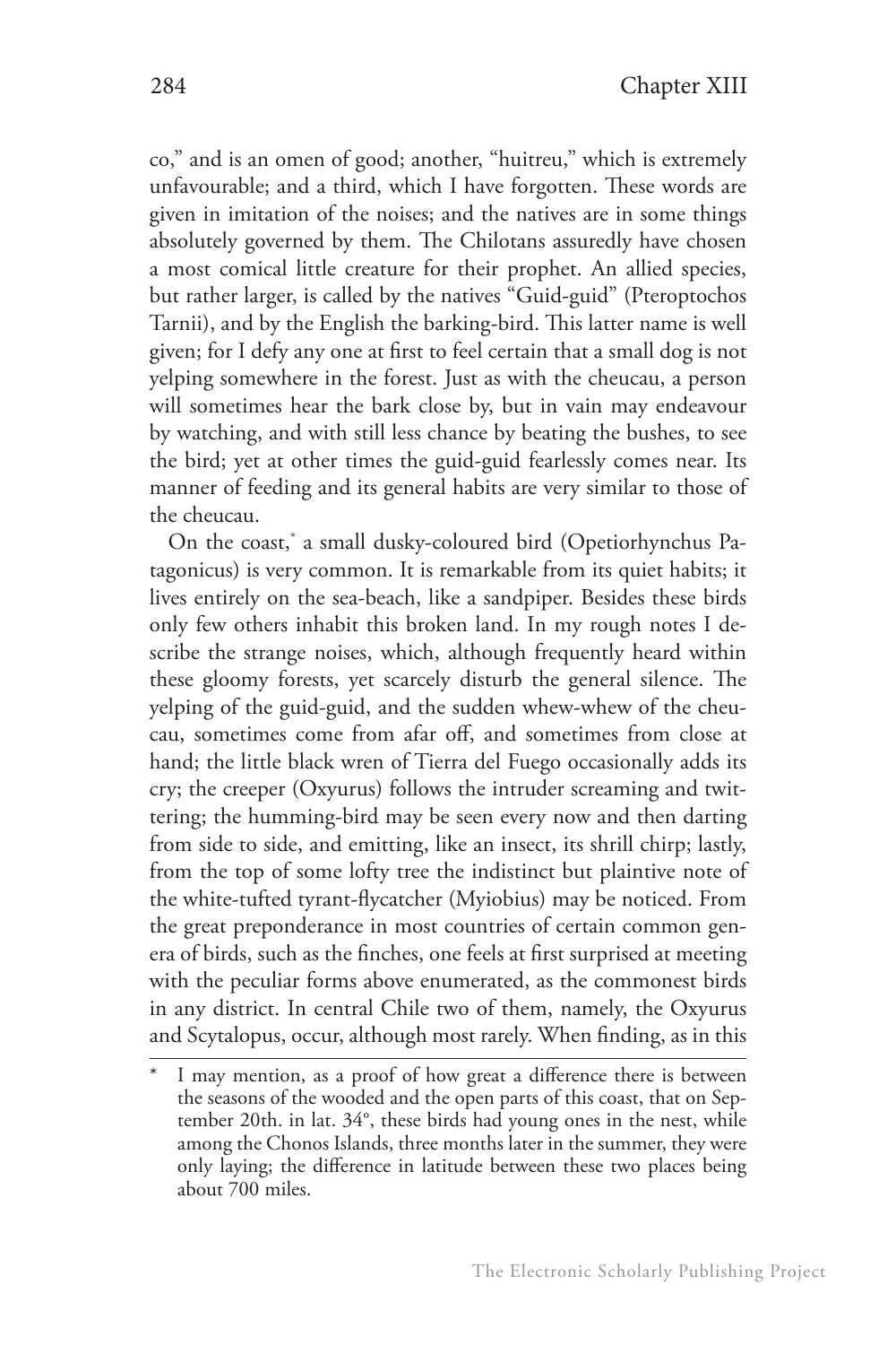co," and is an omen of good; another, "huitreu," which is extremely unfavourable; and a third, which I have forgotten. These words are given in imitation of the noises; and the natives are in some things absolutely governed by them. The Chilotans assuredly have chosen a most comical little creature for their prophet. An allied species, but rather larger, is called by the natives "Guid-guid" (Pteroptochos Tarnii), and by the English the barking-bird. This latter name is well given; for I defy any one at first to feel certain that a small dog is not yelping somewhere in the forest. Just as with the cheucau, a person will sometimes hear the bark close by, but in vain may endeavour by watching, and with still less chance by beating the bushes, to see the bird; yet at other times the guid-guid fearlessly comes near. Its manner of feeding and its general habits are very similar to those of the cheucau.

On the coast,* a small dusky-coloured bird (Opetiorhynchus Patagonicus) is very common. It is remarkable from its quiet habits; it lives entirely on the sea-beach, like a sandpiper. Besides these birds only few others inhabit this broken land. In my rough notes I describe the strange noises, which, although frequently heard within these gloomy forests, yet scarcely disturb the general silence. The yelping of the guid-guid, and the sudden whew-whew of the cheucau, sometimes come from afar off, and sometimes from close at hand; the little black wren of Tierra del Fuego occasionally adds its cry; the creeper (Oxyurus) follows the intruder screaming and twittering; the humming-bird may be seen every now and then darting from side to side, and emitting, like an insect, its shrill chirp; lastly, from the top of some lofty tree the indistinct but plaintive note of the white-tufted tyrant-flycatcher (Myiobius) may be noticed. From the great preponderance in most countries of certain common genera of birds, such as the finches, one feels at first surprised at meeting with the peculiar forms above enumerated, as the commonest birds in any district. In central Chile two of them, namely, the Oxyurus and Scytalopus, occur, although most rarely. When finding, as in this

---

* I may mention, as a proof of how great a difference there is between the seasons of the wooded and the open parts of this coast, that on September 20th. in lat. 34°, these birds had young ones in the nest, while among the Chonos Islands, three months later in the summer, they were only laying; the difference in latitude between these two places being about 700 miles.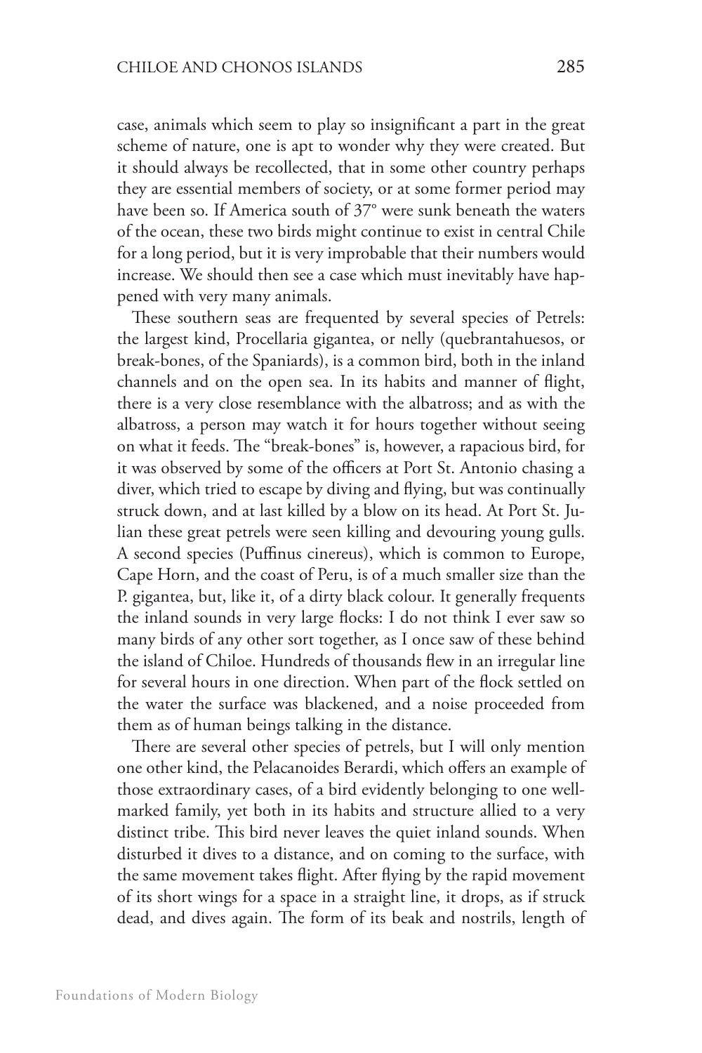case, animals which seem to play so insignificant a part in the great scheme of nature, one is apt to wonder why they were created. But it should always be recollected, that in some other country perhaps they are essential members of society, or at some former period may have been so. If America south of 37° were sunk beneath the waters of the ocean, these two birds might continue to exist in central Chile for a long period, but it is very improbable that their numbers would increase. We should then see a case which must inevitably have happened with very many animals.

These southern seas are frequented by several species of Petrels: the largest kind, Procellaria gigantea, or nelly (quebrantahuesos, or break-bones, of the Spaniards), is a common bird, both in the inland channels and on the open sea. In its habits and manner of flight, there is a very close resemblance with the albatross; and as with the albatross, a person may watch it for hours together without seeing on what it feeds. The "break-bones" is, however, a rapacious bird, for it was observed by some of the officers at Port St. Antonio chasing a diver, which tried to escape by diving and flying, but was continually struck down, and at last killed by a blow on its head. At Port St. Julian these great petrels were seen killing and devouring young gulls. A second species (Puffinus cinereus), which is common to Europe, Cape Horn, and the coast of Peru, is of a much smaller size than the P. gigantea, but, like it, of a dirty black colour. It generally frequents the inland sounds in very large flocks: I do not think I ever saw so many birds of any other sort together, as I once saw of these behind the island of Chiloe. Hundreds of thousands flew in an irregular line for several hours in one direction. When part of the flock settled on the water the surface was blackened, and a noise proceeded from them as of human beings talking in the distance.

There are several other species of petrels, but I will only mention one other kind, the Pelacanoides Berardi, which offers an example of those extraordinary cases, of a bird evidently belonging to one well-marked family, yet both in its habits and structure allied to a very distinct tribe. This bird never leaves the quiet inland sounds. When disturbed it dives to a distance, and on coming to the surface, with the same movement takes flight. After flying by the rapid movement of its short wings for a space in a straight line, it drops, as if struck dead, and dives again. The form of its beak and nostrils, length of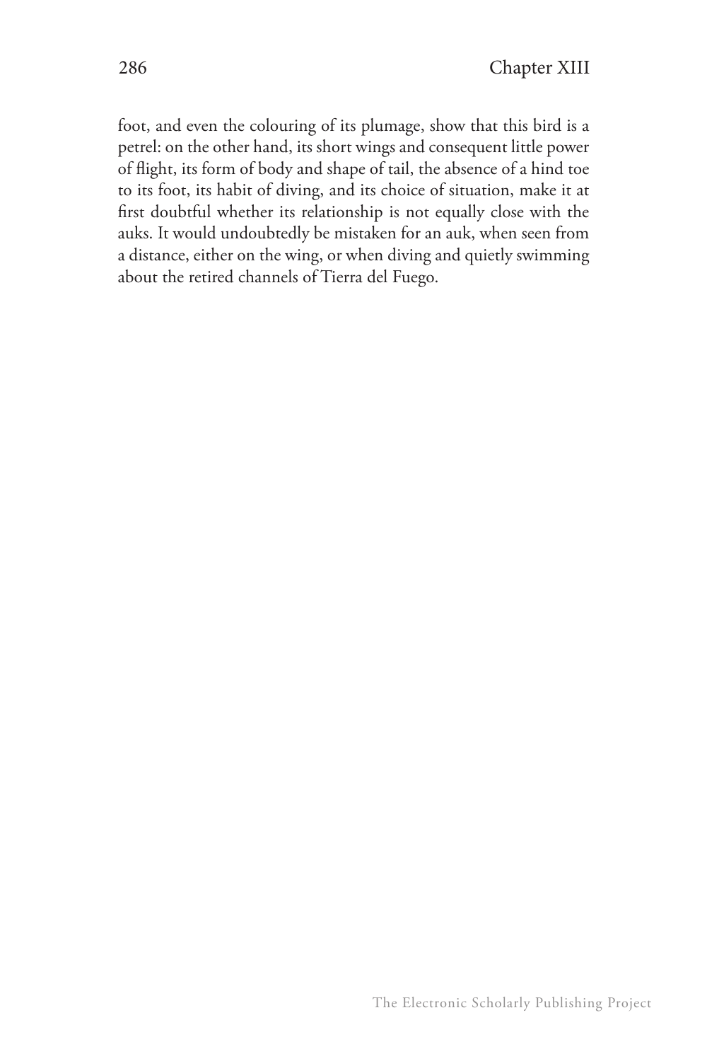foot, and even the colouring of its plumage, show that this bird is a petrel: on the other hand, its short wings and consequent little power of flight, its form of body and shape of tail, the absence of a hind toe to its foot, its habit of diving, and its choice of situation, make it at first doubtful whether its relationship is not equally close with the auks. It would undoubtedly be mistaken for an auk, when seen from a distance, either on the wing, or when diving and quietly swimming about the retired channels of Tierra del Fuego.